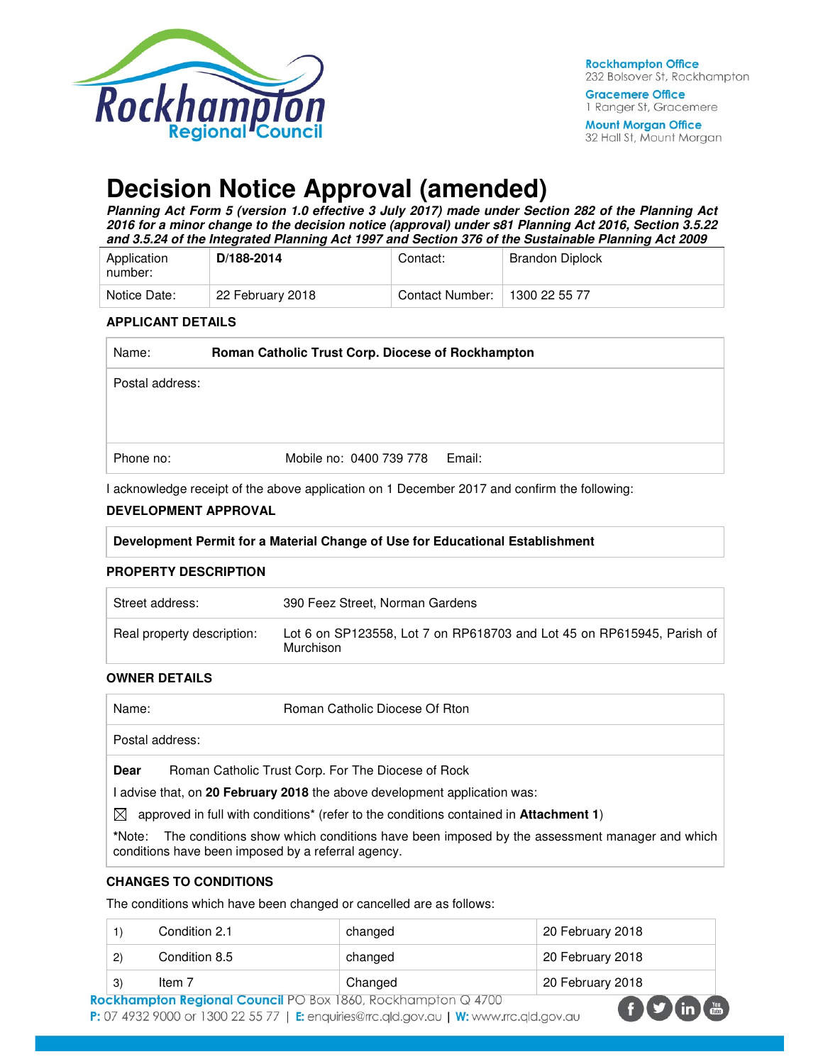Rockhampton Office
232 Bolsover St, Rockhampton

Gracemere Office
1 Ranger St, Gracemere

Mount Morgan Office
32 Hall St, Mount Morgan

# Decision Notice Approval (amended)

***Planning Act Form 5 (version 1.0 effective 3 July 2017) made under Section 282 of the Planning Act 2016 for a minor change to the decision notice (approval) under s81 Planning Act 2016, Section 3.5.22 and 3.5.24 of the Integrated Planning Act 1997 and Section 376 of the Sustainable Planning Act 2009***

| Application number: | **D/188-2014** | Contact: | Brandon Diplock |
|---|---|---|---|
| Notice Date: | 22 February 2018 | Contact Number: | 1300 22 55 77 |

### APPLICANT DETAILS

| Name: | **Roman Catholic Trust Corp. Diocese of Rockhampton** | |
|---|---|---|
| Postal address: | | |
| Phone no: | Mobile no: 0400 739 778 | Email: |

I acknowledge receipt of the above application on 1 December 2017 and confirm the following:

### DEVELOPMENT APPROVAL

**Development Permit for a Material Change of Use for Educational Establishment**

### PROPERTY DESCRIPTION

| Street address: | 390 Feez Street, Norman Gardens |
|---|---|
| Real property description: | Lot 6 on SP123558, Lot 7 on RP618703 and Lot 45 on RP615945, Parish of Murchison |

### OWNER DETAILS

| Name: | Roman Catholic Diocese Of Rton |
|---|---|
| Postal address: | |

**Dear** Roman Catholic Trust Corp. For The Diocese of Rock

I advise that, on **20 February 2018** the above development application was:

☒ approved in full with conditions* (refer to the conditions contained in **Attachment 1**)

*Note: The conditions show which conditions have been imposed by the assessment manager and which conditions have been imposed by a referral agency.

### CHANGES TO CONDITIONS

The conditions which have been changed or cancelled are as follows:

| | | | |
|---|---|---|---|
| 1) | Condition 2.1 | changed | 20 February 2018 |
| 2) | Condition 8.5 | changed | 20 February 2018 |
| 3) | Item 7 | Changed | 20 February 2018 |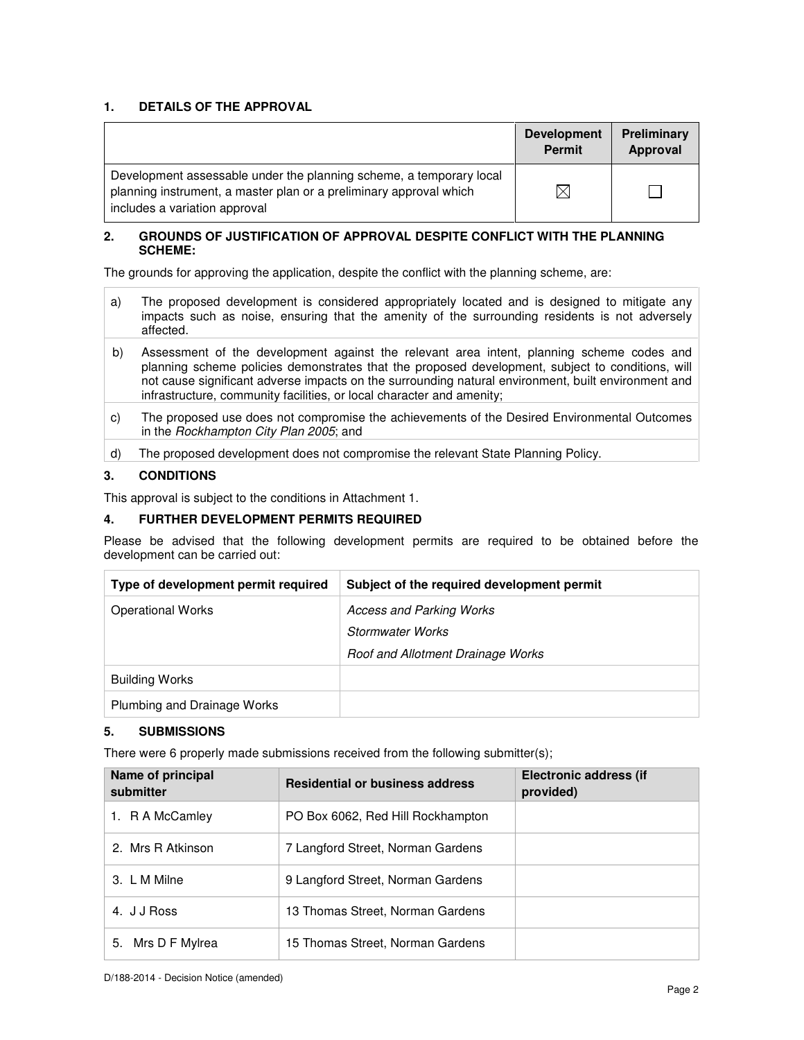## 1. DETAILS OF THE APPROVAL

| | Development Permit | Preliminary Approval |
|---|---|---|
| Development assessable under the planning scheme, a temporary local planning instrument, a master plan or a preliminary approval which includes a variation approval | ☒ | ☐ |

## 2. GROUNDS OF JUSTIFICATION OF APPROVAL DESPITE CONFLICT WITH THE PLANNING SCHEME:

The grounds for approving the application, despite the conflict with the planning scheme, are:

a) The proposed development is considered appropriately located and is designed to mitigate any impacts such as noise, ensuring that the amenity of the surrounding residents is not adversely affected.

b) Assessment of the development against the relevant area intent, planning scheme codes and planning scheme policies demonstrates that the proposed development, subject to conditions, will not cause significant adverse impacts on the surrounding natural environment, built environment and infrastructure, community facilities, or local character and amenity;

c) The proposed use does not compromise the achievements of the Desired Environmental Outcomes in the *Rockhampton City Plan 2005*; and

d) The proposed development does not compromise the relevant State Planning Policy.

## 3. CONDITIONS

This approval is subject to the conditions in Attachment 1.

## 4. FURTHER DEVELOPMENT PERMITS REQUIRED

Please be advised that the following development permits are required to be obtained before the development can be carried out:

| Type of development permit required | Subject of the required development permit |
|---|---|
| Operational Works | *Access and Parking Works*<br>*Stormwater Works*<br>*Roof and Allotment Drainage Works* |
| Building Works | |
| Plumbing and Drainage Works | |

## 5. SUBMISSIONS

There were 6 properly made submissions received from the following submitter(s);

| Name of principal submitter | Residential or business address | Electronic address (if provided) |
|---|---|---|
| 1. R A McCamley | PO Box 6062, Red Hill Rockhampton | |
| 2. Mrs R Atkinson | 7 Langford Street, Norman Gardens | |
| 3. L M Milne | 9 Langford Street, Norman Gardens | |
| 4. J J Ross | 13 Thomas Street, Norman Gardens | |
| 5. Mrs D F Mylrea | 15 Thomas Street, Norman Gardens | |

D/188-2014 - Decision Notice (amended)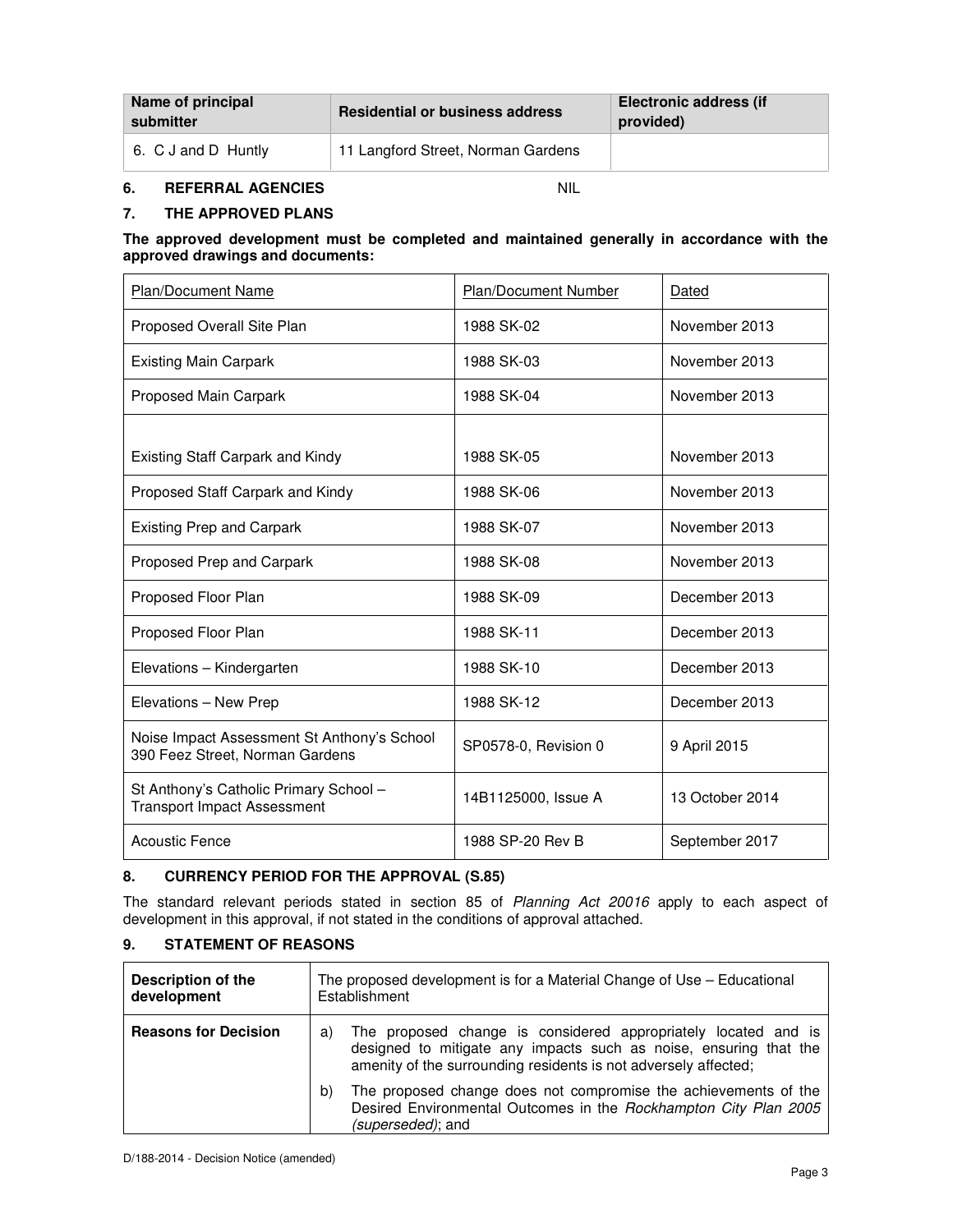| Name of principal submitter | Residential or business address | Electronic address (if provided) |
| --- | --- | --- |
| 6. C J and D Huntly | 11 Langford Street, Norman Gardens | |

## 6. REFERRAL AGENCIES NIL

## 7. THE APPROVED PLANS

**The approved development must be completed and maintained generally in accordance with the approved drawings and documents:**

| Plan/Document Name | Plan/Document Number | Dated |
| --- | --- | --- |
| Proposed Overall Site Plan | 1988 SK-02 | November 2013 |
| Existing Main Carpark | 1988 SK-03 | November 2013 |
| Proposed Main Carpark | 1988 SK-04 | November 2013 |
| Existing Staff Carpark and Kindy | 1988 SK-05 | November 2013 |
| Proposed Staff Carpark and Kindy | 1988 SK-06 | November 2013 |
| Existing Prep and Carpark | 1988 SK-07 | November 2013 |
| Proposed Prep and Carpark | 1988 SK-08 | November 2013 |
| Proposed Floor Plan | 1988 SK-09 | December 2013 |
| Proposed Floor Plan | 1988 SK-11 | December 2013 |
| Elevations – Kindergarten | 1988 SK-10 | December 2013 |
| Elevations – New Prep | 1988 SK-12 | December 2013 |
| Noise Impact Assessment St Anthony's School 390 Feez Street, Norman Gardens | SP0578-0, Revision 0 | 9 April 2015 |
| St Anthony's Catholic Primary School – Transport Impact Assessment | 14B1125000, Issue A | 13 October 2014 |
| Acoustic Fence | 1988 SP-20 Rev B | September 2017 |

## 8. CURRENCY PERIOD FOR THE APPROVAL (S.85)

The standard relevant periods stated in section 85 of *Planning Act 20016* apply to each aspect of development in this approval, if not stated in the conditions of approval attached.

## 9. STATEMENT OF REASONS

| **Description of the development** | The proposed development is for a Material Change of Use – Educational Establishment |
| --- | --- |
| **Reasons for Decision** | a) The proposed change is considered appropriately located and is designed to mitigate any impacts such as noise, ensuring that the amenity of the surrounding residents is not adversely affected; <br> b) The proposed change does not compromise the achievements of the Desired Environmental Outcomes in the *Rockhampton City Plan 2005 (superseded)*; and |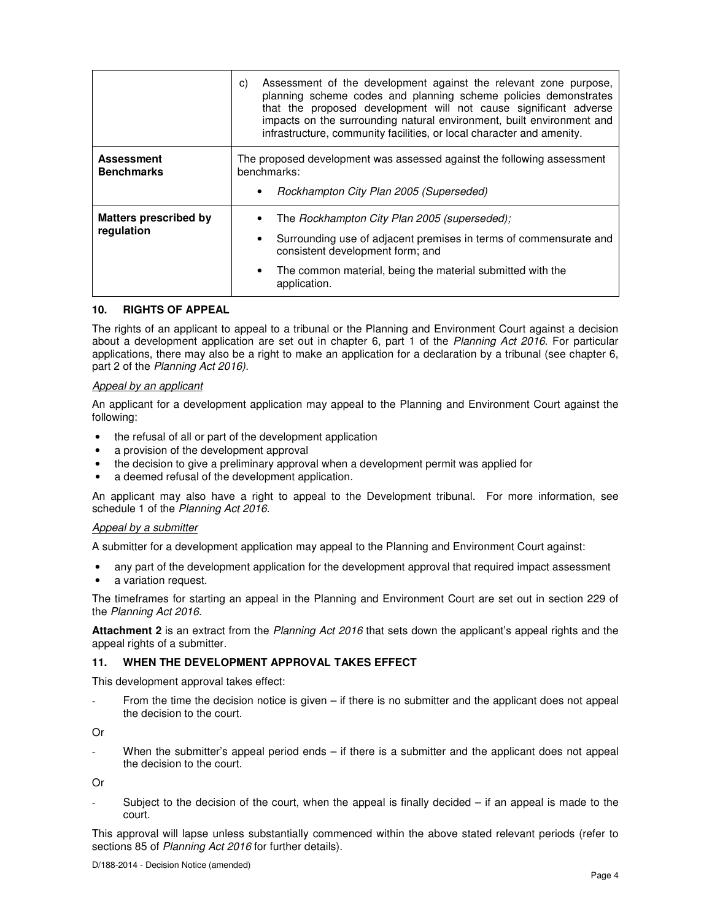| | |
|---|---|
| | c) Assessment of the development against the relevant zone purpose, planning scheme codes and planning scheme policies demonstrates that the proposed development will not cause significant adverse impacts on the surrounding natural environment, built environment and infrastructure, community facilities, or local character and amenity. |
| **Assessment Benchmarks** | The proposed development was assessed against the following assessment benchmarks:<br>• *Rockhampton City Plan 2005 (Superseded)* |
| **Matters prescribed by regulation** | • The *Rockhampton City Plan 2005 (superseded);*<br>• Surrounding use of adjacent premises in terms of commensurate and consistent development form; and<br>• The common material, being the material submitted with the application. |

## 10. RIGHTS OF APPEAL

The rights of an applicant to appeal to a tribunal or the Planning and Environment Court against a decision about a development application are set out in chapter 6, part 1 of the *Planning Act 2016*. For particular applications, there may also be a right to make an application for a declaration by a tribunal (see chapter 6, part 2 of the *Planning Act 2016)*.

*Appeal by an applicant*

An applicant for a development application may appeal to the Planning and Environment Court against the following:

- the refusal of all or part of the development application
- a provision of the development approval
- the decision to give a preliminary approval when a development permit was applied for
- a deemed refusal of the development application.

An applicant may also have a right to appeal to the Development tribunal. For more information, see schedule 1 of the *Planning Act 2016*.

*Appeal by a submitter*

A submitter for a development application may appeal to the Planning and Environment Court against:

- any part of the development application for the development approval that required impact assessment
- a variation request.

The timeframes for starting an appeal in the Planning and Environment Court are set out in section 229 of the *Planning Act 2016*.

**Attachment 2** is an extract from the *Planning Act 2016* that sets down the applicant's appeal rights and the appeal rights of a submitter.

## 11. WHEN THE DEVELOPMENT APPROVAL TAKES EFFECT

This development approval takes effect:

- From the time the decision notice is given – if there is no submitter and the applicant does not appeal the decision to the court.

Or

- When the submitter's appeal period ends – if there is a submitter and the applicant does not appeal the decision to the court.

Or

- Subject to the decision of the court, when the appeal is finally decided – if an appeal is made to the court.

This approval will lapse unless substantially commenced within the above stated relevant periods (refer to sections 85 of *Planning Act 2016* for further details).

D/188-2014 - Decision Notice (amended)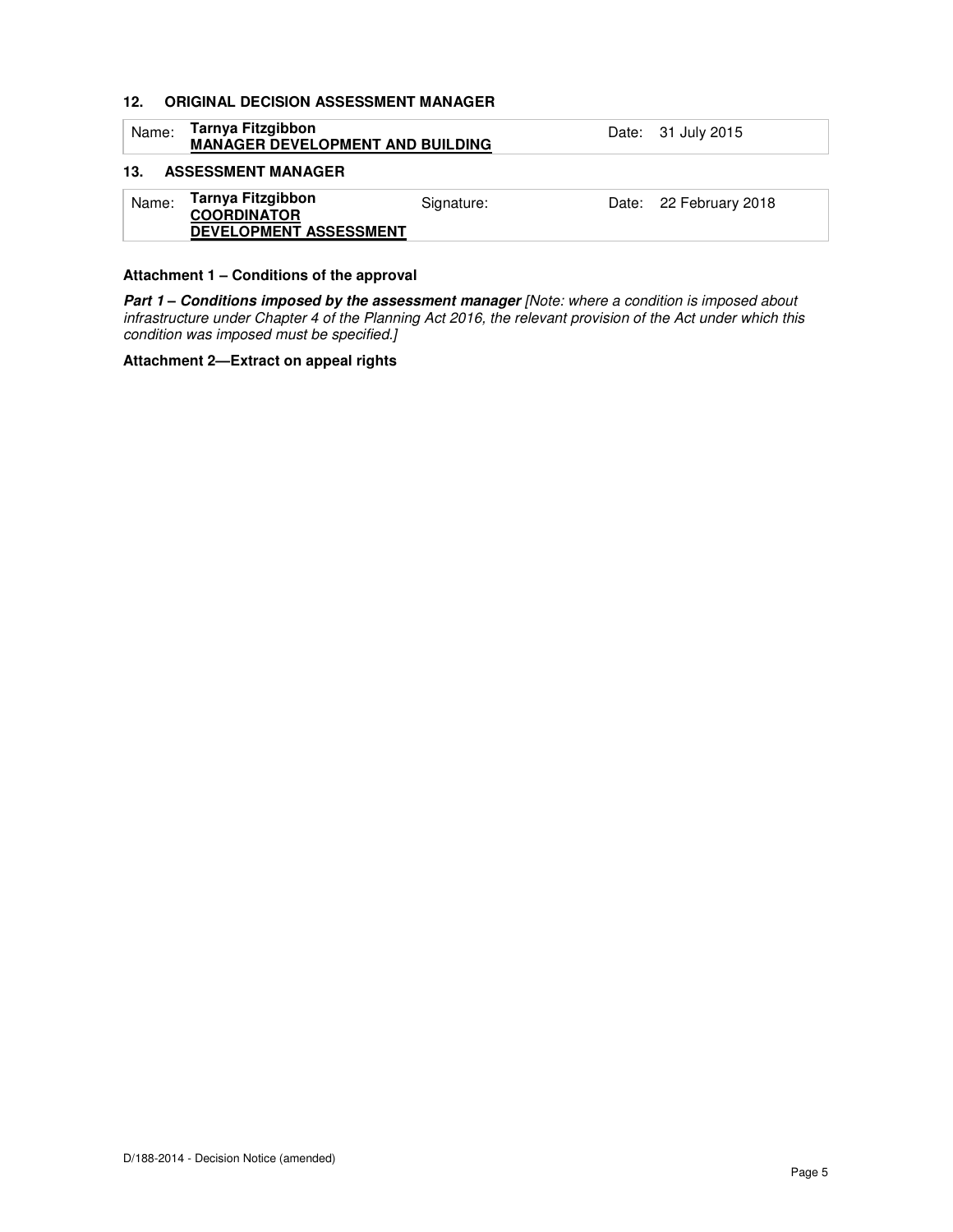## 12. ORIGINAL DECISION ASSESSMENT MANAGER

| Name: | **Tarnya Fitzgibbon** **MANAGER DEVELOPMENT AND BUILDING** | Date: | 31 July 2015 |
|---|---|---|---|

## 13. ASSESSMENT MANAGER

| Name: | **Tarnya Fitzgibbon** **COORDINATOR DEVELOPMENT ASSESSMENT** | Signature: | Date: | 22 February 2018 |
|---|---|---|---|---|

**Attachment 1 – Conditions of the approval**

***Part 1 – Conditions imposed by the assessment manager*** *[Note: where a condition is imposed about infrastructure under Chapter 4 of the Planning Act 2016, the relevant provision of the Act under which this condition was imposed must be specified.]*

**Attachment 2—Extract on appeal rights**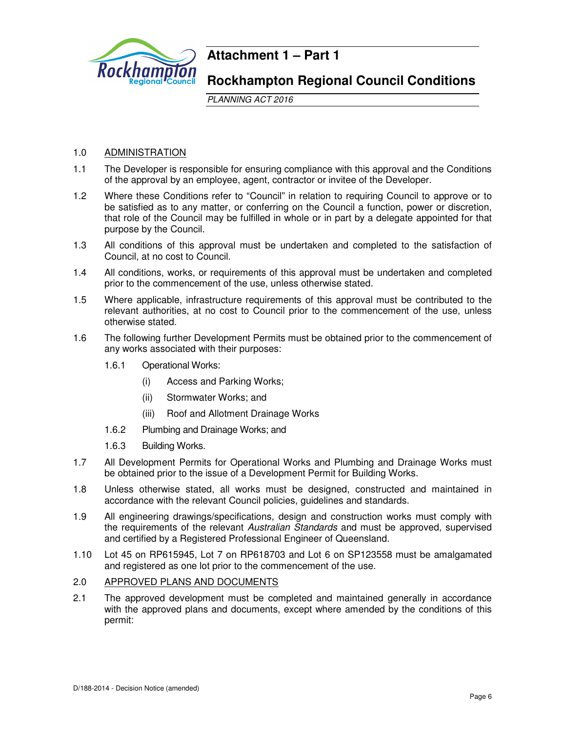# Attachment 1 – Part 1

## Rockhampton Regional Council Conditions

*PLANNING ACT 2016*

1.0 ADMINISTRATION

1.1 The Developer is responsible for ensuring compliance with this approval and the Conditions of the approval by an employee, agent, contractor or invitee of the Developer.

1.2 Where these Conditions refer to "Council" in relation to requiring Council to approve or to be satisfied as to any matter, or conferring on the Council a function, power or discretion, that role of the Council may be fulfilled in whole or in part by a delegate appointed for that purpose by the Council.

1.3 All conditions of this approval must be undertaken and completed to the satisfaction of Council, at no cost to Council.

1.4 All conditions, works, or requirements of this approval must be undertaken and completed prior to the commencement of the use, unless otherwise stated.

1.5 Where applicable, infrastructure requirements of this approval must be contributed to the relevant authorities, at no cost to Council prior to the commencement of the use, unless otherwise stated.

1.6 The following further Development Permits must be obtained prior to the commencement of any works associated with their purposes:

1.6.1 Operational Works:

(i) Access and Parking Works;

(ii) Stormwater Works; and

(iii) Roof and Allotment Drainage Works

1.6.2 Plumbing and Drainage Works; and

1.6.3 Building Works.

1.7 All Development Permits for Operational Works and Plumbing and Drainage Works must be obtained prior to the issue of a Development Permit for Building Works.

1.8 Unless otherwise stated, all works must be designed, constructed and maintained in accordance with the relevant Council policies, guidelines and standards.

1.9 All engineering drawings/specifications, design and construction works must comply with the requirements of the relevant *Australian Standards* and must be approved, supervised and certified by a Registered Professional Engineer of Queensland.

1.10 Lot 45 on RP615945, Lot 7 on RP618703 and Lot 6 on SP123558 must be amalgamated and registered as one lot prior to the commencement of the use.

2.0 APPROVED PLANS AND DOCUMENTS

2.1 The approved development must be completed and maintained generally in accordance with the approved plans and documents, except where amended by the conditions of this permit:

D/188-2014 - Decision Notice (amended)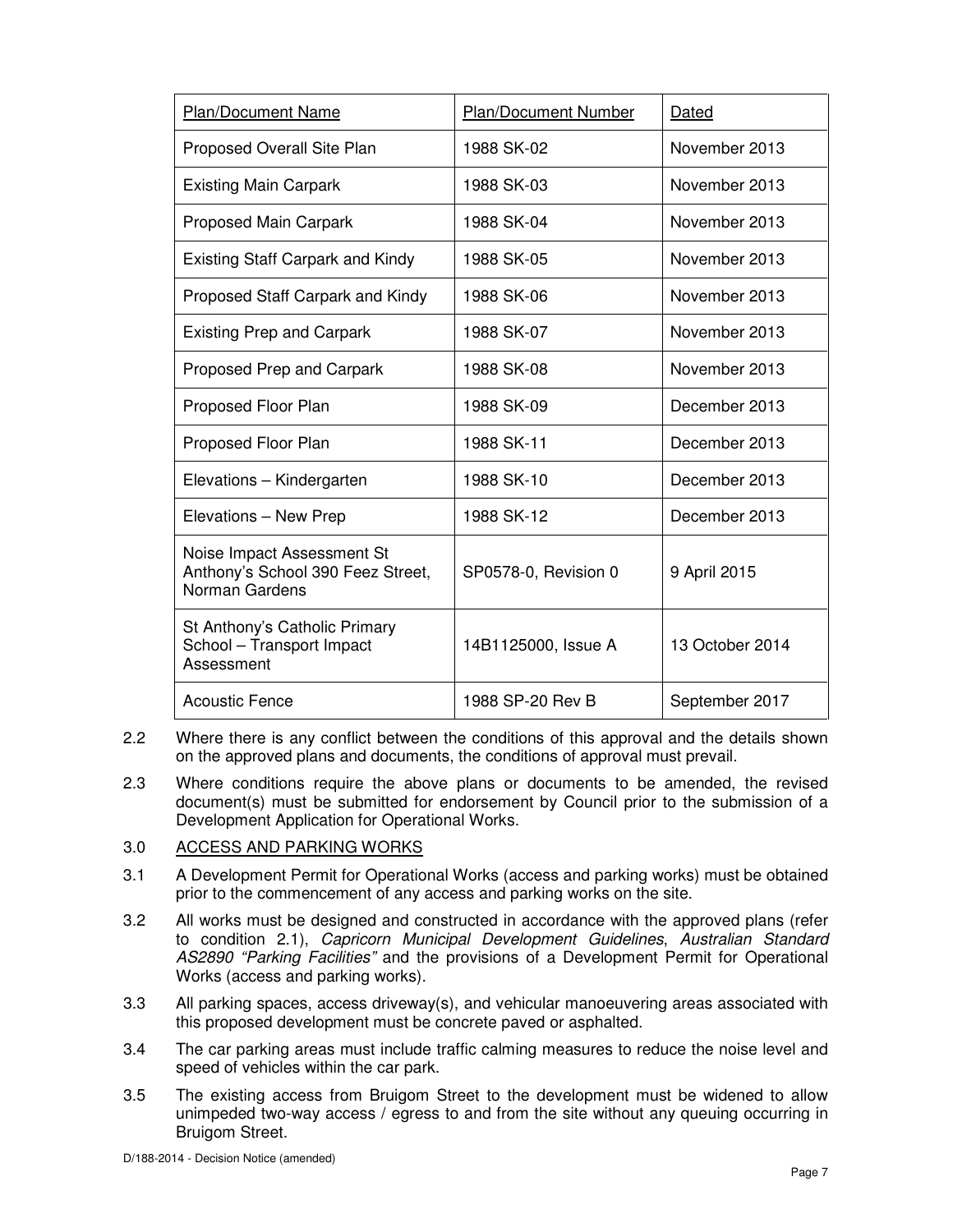| Plan/Document Name | Plan/Document Number | Dated |
|---|---|---|
| Proposed Overall Site Plan | 1988 SK-02 | November 2013 |
| Existing Main Carpark | 1988 SK-03 | November 2013 |
| Proposed Main Carpark | 1988 SK-04 | November 2013 |
| Existing Staff Carpark and Kindy | 1988 SK-05 | November 2013 |
| Proposed Staff Carpark and Kindy | 1988 SK-06 | November 2013 |
| Existing Prep and Carpark | 1988 SK-07 | November 2013 |
| Proposed Prep and Carpark | 1988 SK-08 | November 2013 |
| Proposed Floor Plan | 1988 SK-09 | December 2013 |
| Proposed Floor Plan | 1988 SK-11 | December 2013 |
| Elevations – Kindergarten | 1988 SK-10 | December 2013 |
| Elevations – New Prep | 1988 SK-12 | December 2013 |
| Noise Impact Assessment St Anthony's School 390 Feez Street, Norman Gardens | SP0578-0, Revision 0 | 9 April 2015 |
| St Anthony's Catholic Primary School – Transport Impact Assessment | 14B1125000, Issue A | 13 October 2014 |
| Acoustic Fence | 1988 SP-20 Rev B | September 2017 |

2.2 Where there is any conflict between the conditions of this approval and the details shown on the approved plans and documents, the conditions of approval must prevail.

2.3 Where conditions require the above plans or documents to be amended, the revised document(s) must be submitted for endorsement by Council prior to the submission of a Development Application for Operational Works.

3.0 ACCESS AND PARKING WORKS

3.1 A Development Permit for Operational Works (access and parking works) must be obtained prior to the commencement of any access and parking works on the site.

3.2 All works must be designed and constructed in accordance with the approved plans (refer to condition 2.1), *Capricorn Municipal Development Guidelines*, *Australian Standard AS2890 "Parking Facilities"* and the provisions of a Development Permit for Operational Works (access and parking works).

3.3 All parking spaces, access driveway(s), and vehicular manoeuvering areas associated with this proposed development must be concrete paved or asphalted.

3.4 The car parking areas must include traffic calming measures to reduce the noise level and speed of vehicles within the car park.

3.5 The existing access from Bruigom Street to the development must be widened to allow unimpeded two-way access / egress to and from the site without any queuing occurring in Bruigom Street.

D/188-2014 - Decision Notice (amended)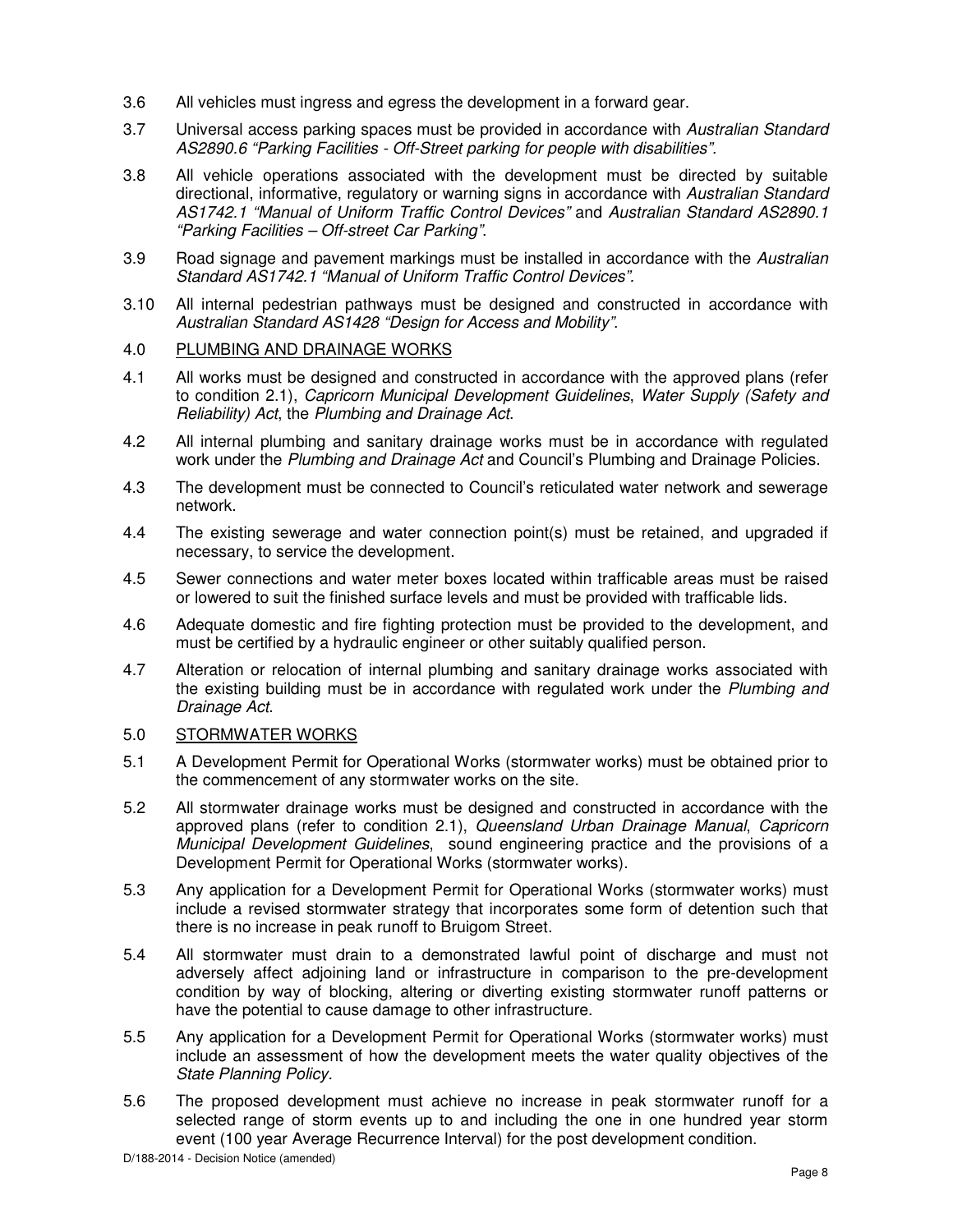3.6 All vehicles must ingress and egress the development in a forward gear.

3.7 Universal access parking spaces must be provided in accordance with *Australian Standard AS2890.6 "Parking Facilities - Off-Street parking for people with disabilities"*.

3.8 All vehicle operations associated with the development must be directed by suitable directional, informative, regulatory or warning signs in accordance with *Australian Standard AS1742.1 "Manual of Uniform Traffic Control Devices"* and *Australian Standard AS2890.1 "Parking Facilities – Off-street Car Parking"*.

3.9 Road signage and pavement markings must be installed in accordance with the *Australian Standard AS1742.1 "Manual of Uniform Traffic Control Devices"*.

3.10 All internal pedestrian pathways must be designed and constructed in accordance with *Australian Standard AS1428 "Design for Access and Mobility"*.

4.0 PLUMBING AND DRAINAGE WORKS

4.1 All works must be designed and constructed in accordance with the approved plans (refer to condition 2.1), *Capricorn Municipal Development Guidelines*, *Water Supply (Safety and Reliability) Act*, the *Plumbing and Drainage Act*.

4.2 All internal plumbing and sanitary drainage works must be in accordance with regulated work under the *Plumbing and Drainage Act* and Council's Plumbing and Drainage Policies.

4.3 The development must be connected to Council's reticulated water network and sewerage network.

4.4 The existing sewerage and water connection point(s) must be retained, and upgraded if necessary, to service the development.

4.5 Sewer connections and water meter boxes located within trafficable areas must be raised or lowered to suit the finished surface levels and must be provided with trafficable lids.

4.6 Adequate domestic and fire fighting protection must be provided to the development, and must be certified by a hydraulic engineer or other suitably qualified person.

4.7 Alteration or relocation of internal plumbing and sanitary drainage works associated with the existing building must be in accordance with regulated work under the *Plumbing and Drainage Act*.

5.0 STORMWATER WORKS

5.1 A Development Permit for Operational Works (stormwater works) must be obtained prior to the commencement of any stormwater works on the site.

5.2 All stormwater drainage works must be designed and constructed in accordance with the approved plans (refer to condition 2.1), *Queensland Urban Drainage Manual*, *Capricorn Municipal Development Guidelines*, sound engineering practice and the provisions of a Development Permit for Operational Works (stormwater works).

5.3 Any application for a Development Permit for Operational Works (stormwater works) must include a revised stormwater strategy that incorporates some form of detention such that there is no increase in peak runoff to Bruigom Street.

5.4 All stormwater must drain to a demonstrated lawful point of discharge and must not adversely affect adjoining land or infrastructure in comparison to the pre-development condition by way of blocking, altering or diverting existing stormwater runoff patterns or have the potential to cause damage to other infrastructure.

5.5 Any application for a Development Permit for Operational Works (stormwater works) must include an assessment of how the development meets the water quality objectives of the *State Planning Policy*.

5.6 The proposed development must achieve no increase in peak stormwater runoff for a selected range of storm events up to and including the one in one hundred year storm event (100 year Average Recurrence Interval) for the post development condition.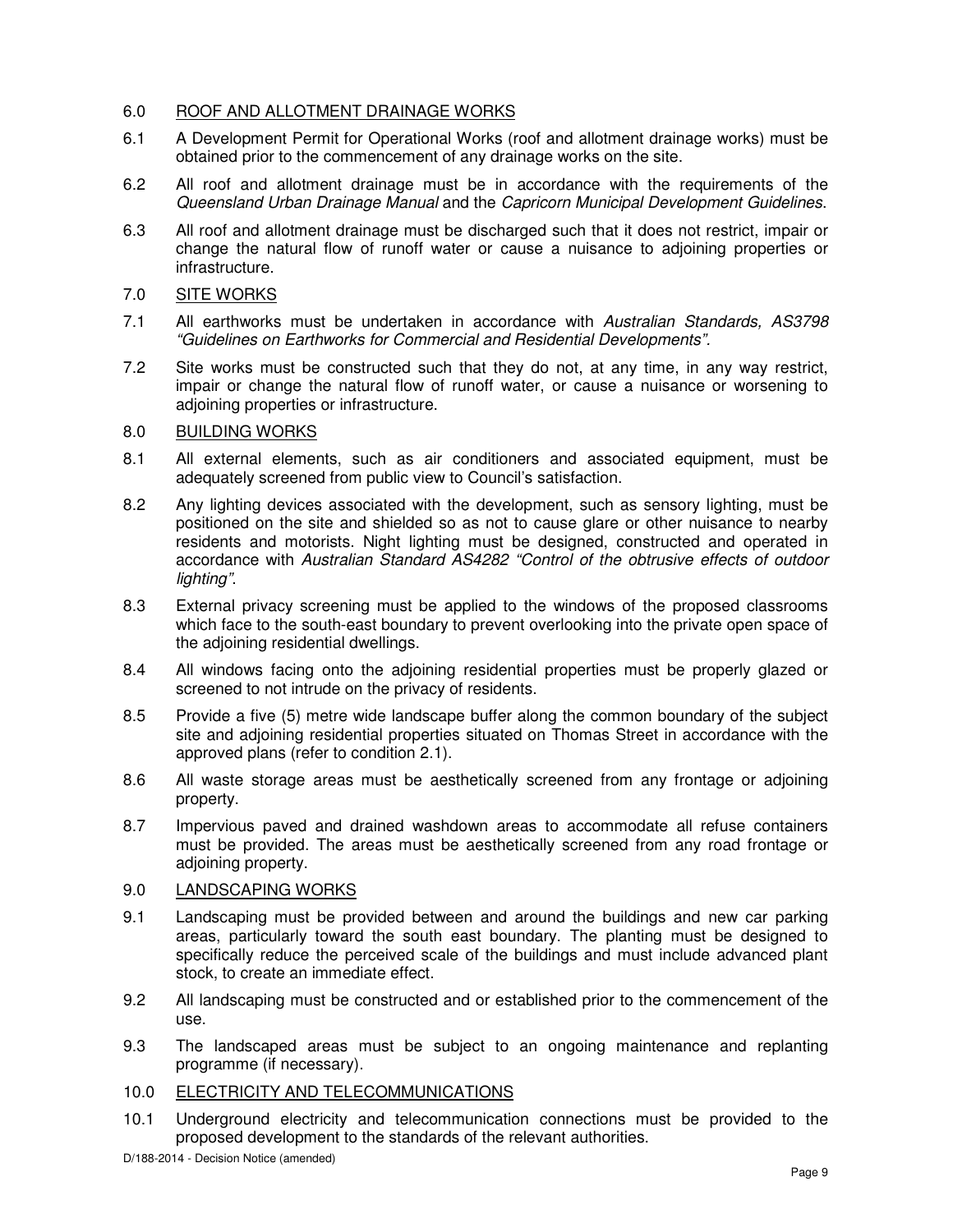## 6.0 ROOF AND ALLOTMENT DRAINAGE WORKS

6.1 A Development Permit for Operational Works (roof and allotment drainage works) must be obtained prior to the commencement of any drainage works on the site.

6.2 All roof and allotment drainage must be in accordance with the requirements of the *Queensland Urban Drainage Manual* and the *Capricorn Municipal Development Guidelines*.

6.3 All roof and allotment drainage must be discharged such that it does not restrict, impair or change the natural flow of runoff water or cause a nuisance to adjoining properties or infrastructure.

## 7.0 SITE WORKS

7.1 All earthworks must be undertaken in accordance with *Australian Standards, AS3798 "Guidelines on Earthworks for Commercial and Residential Developments".*

7.2 Site works must be constructed such that they do not, at any time, in any way restrict, impair or change the natural flow of runoff water, or cause a nuisance or worsening to adjoining properties or infrastructure.

## 8.0 BUILDING WORKS

8.1 All external elements, such as air conditioners and associated equipment, must be adequately screened from public view to Council's satisfaction.

8.2 Any lighting devices associated with the development, such as sensory lighting, must be positioned on the site and shielded so as not to cause glare or other nuisance to nearby residents and motorists. Night lighting must be designed, constructed and operated in accordance with *Australian Standard AS4282 "Control of the obtrusive effects of outdoor lighting"*.

8.3 External privacy screening must be applied to the windows of the proposed classrooms which face to the south-east boundary to prevent overlooking into the private open space of the adjoining residential dwellings.

8.4 All windows facing onto the adjoining residential properties must be properly glazed or screened to not intrude on the privacy of residents.

8.5 Provide a five (5) metre wide landscape buffer along the common boundary of the subject site and adjoining residential properties situated on Thomas Street in accordance with the approved plans (refer to condition 2.1).

8.6 All waste storage areas must be aesthetically screened from any frontage or adjoining property.

8.7 Impervious paved and drained washdown areas to accommodate all refuse containers must be provided. The areas must be aesthetically screened from any road frontage or adjoining property.

## 9.0 LANDSCAPING WORKS

9.1 Landscaping must be provided between and around the buildings and new car parking areas, particularly toward the south east boundary. The planting must be designed to specifically reduce the perceived scale of the buildings and must include advanced plant stock, to create an immediate effect.

9.2 All landscaping must be constructed and or established prior to the commencement of the use.

9.3 The landscaped areas must be subject to an ongoing maintenance and replanting programme (if necessary).

## 10.0 ELECTRICITY AND TELECOMMUNICATIONS

10.1 Underground electricity and telecommunication connections must be provided to the proposed development to the standards of the relevant authorities.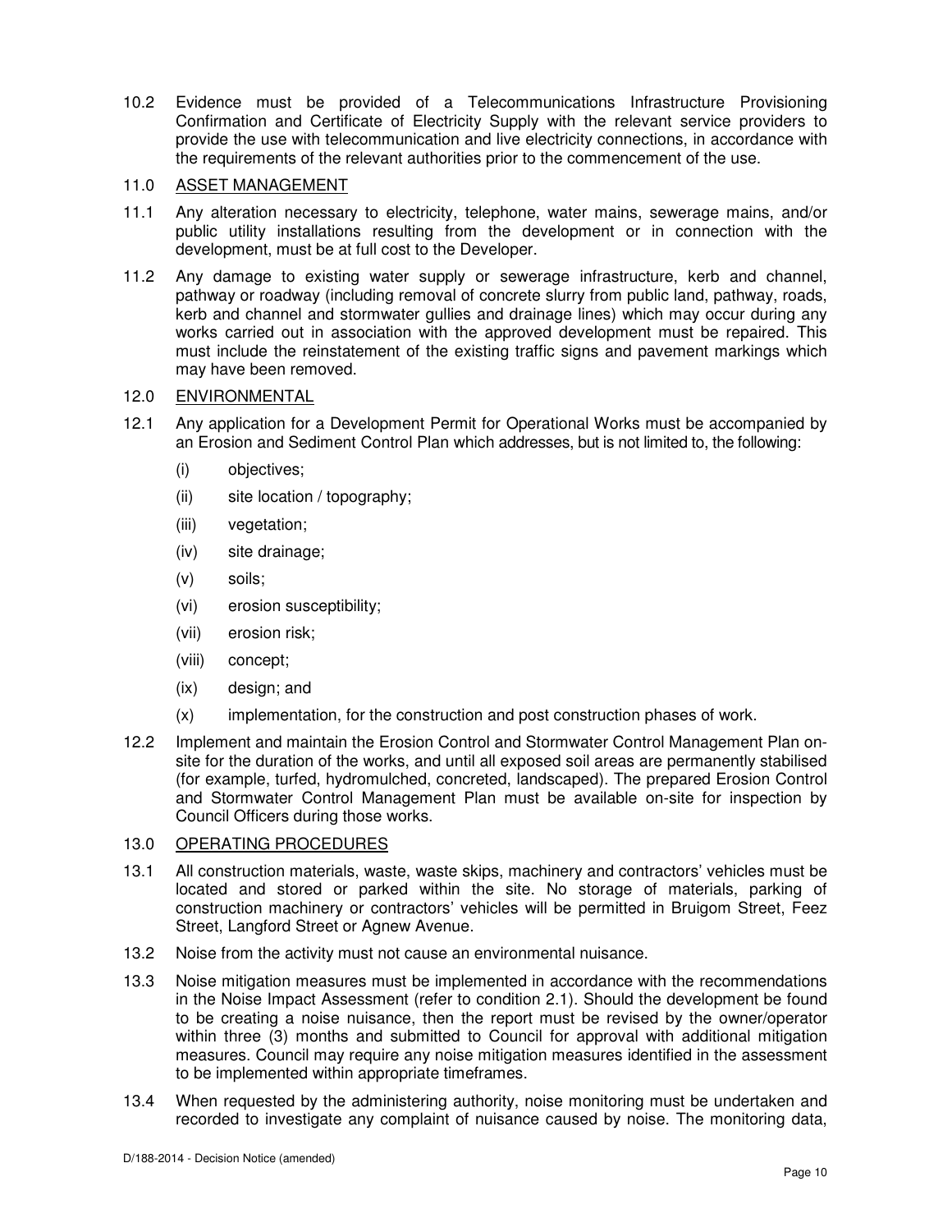10.2 Evidence must be provided of a Telecommunications Infrastructure Provisioning Confirmation and Certificate of Electricity Supply with the relevant service providers to provide the use with telecommunication and live electricity connections, in accordance with the requirements of the relevant authorities prior to the commencement of the use.

11.0 <u>ASSET MANAGEMENT</u>

11.1 Any alteration necessary to electricity, telephone, water mains, sewerage mains, and/or public utility installations resulting from the development or in connection with the development, must be at full cost to the Developer.

11.2 Any damage to existing water supply or sewerage infrastructure, kerb and channel, pathway or roadway (including removal of concrete slurry from public land, pathway, roads, kerb and channel and stormwater gullies and drainage lines) which may occur during any works carried out in association with the approved development must be repaired. This must include the reinstatement of the existing traffic signs and pavement markings which may have been removed.

12.0 <u>ENVIRONMENTAL</u>

12.1 Any application for a Development Permit for Operational Works must be accompanied by an Erosion and Sediment Control Plan which addresses, but is not limited to, the following:

- (i) objectives;
- (ii) site location / topography;
- (iii) vegetation;
- (iv) site drainage;
- (v) soils;
- (vi) erosion susceptibility;
- (vii) erosion risk;
- (viii) concept;
- (ix) design; and
- (x) implementation, for the construction and post construction phases of work.

12.2 Implement and maintain the Erosion Control and Stormwater Control Management Plan on-site for the duration of the works, and until all exposed soil areas are permanently stabilised (for example, turfed, hydromulched, concreted, landscaped). The prepared Erosion Control and Stormwater Control Management Plan must be available on-site for inspection by Council Officers during those works.

13.0 <u>OPERATING PROCEDURES</u>

13.1 All construction materials, waste, waste skips, machinery and contractors' vehicles must be located and stored or parked within the site. No storage of materials, parking of construction machinery or contractors' vehicles will be permitted in Bruigom Street, Feez Street, Langford Street or Agnew Avenue.

13.2 Noise from the activity must not cause an environmental nuisance.

13.3 Noise mitigation measures must be implemented in accordance with the recommendations in the Noise Impact Assessment (refer to condition 2.1). Should the development be found to be creating a noise nuisance, then the report must be revised by the owner/operator within three (3) months and submitted to Council for approval with additional mitigation measures. Council may require any noise mitigation measures identified in the assessment to be implemented within appropriate timeframes.

13.4 When requested by the administering authority, noise monitoring must be undertaken and recorded to investigate any complaint of nuisance caused by noise. The monitoring data,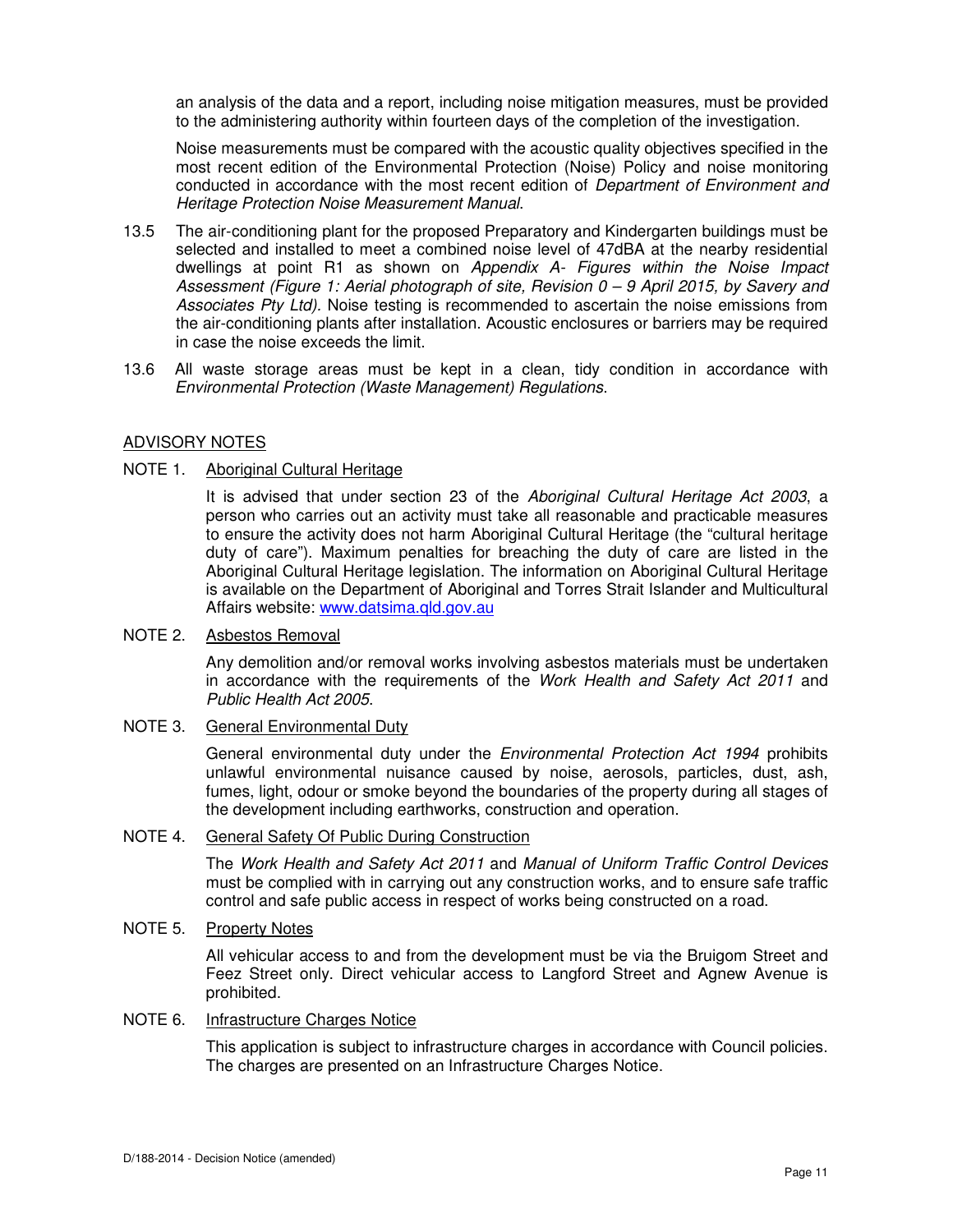an analysis of the data and a report, including noise mitigation measures, must be provided to the administering authority within fourteen days of the completion of the investigation.

Noise measurements must be compared with the acoustic quality objectives specified in the most recent edition of the Environmental Protection (Noise) Policy and noise monitoring conducted in accordance with the most recent edition of *Department of Environment and Heritage Protection Noise Measurement Manual*.

13.5 The air-conditioning plant for the proposed Preparatory and Kindergarten buildings must be selected and installed to meet a combined noise level of 47dBA at the nearby residential dwellings at point R1 as shown on *Appendix A- Figures within the Noise Impact Assessment (Figure 1: Aerial photograph of site, Revision 0 – 9 April 2015, by Savery and Associates Pty Ltd).* Noise testing is recommended to ascertain the noise emissions from the air-conditioning plants after installation. Acoustic enclosures or barriers may be required in case the noise exceeds the limit.

13.6 All waste storage areas must be kept in a clean, tidy condition in accordance with *Environmental Protection (Waste Management) Regulations*.

## ADVISORY NOTES

NOTE 1. Aboriginal Cultural Heritage

It is advised that under section 23 of the *Aboriginal Cultural Heritage Act 2003*, a person who carries out an activity must take all reasonable and practicable measures to ensure the activity does not harm Aboriginal Cultural Heritage (the "cultural heritage duty of care"). Maximum penalties for breaching the duty of care are listed in the Aboriginal Cultural Heritage legislation. The information on Aboriginal Cultural Heritage is available on the Department of Aboriginal and Torres Strait Islander and Multicultural Affairs website: www.datsima.qld.gov.au

NOTE 2. Asbestos Removal

Any demolition and/or removal works involving asbestos materials must be undertaken in accordance with the requirements of the *Work Health and Safety Act 2011* and *Public Health Act 2005*.

NOTE 3. General Environmental Duty

General environmental duty under the *Environmental Protection Act 1994* prohibits unlawful environmental nuisance caused by noise, aerosols, particles, dust, ash, fumes, light, odour or smoke beyond the boundaries of the property during all stages of the development including earthworks, construction and operation.

NOTE 4. General Safety Of Public During Construction

The *Work Health and Safety Act 2011* and *Manual of Uniform Traffic Control Devices* must be complied with in carrying out any construction works, and to ensure safe traffic control and safe public access in respect of works being constructed on a road.

NOTE 5. Property Notes

All vehicular access to and from the development must be via the Bruigom Street and Feez Street only. Direct vehicular access to Langford Street and Agnew Avenue is prohibited.

NOTE 6. Infrastructure Charges Notice

This application is subject to infrastructure charges in accordance with Council policies. The charges are presented on an Infrastructure Charges Notice.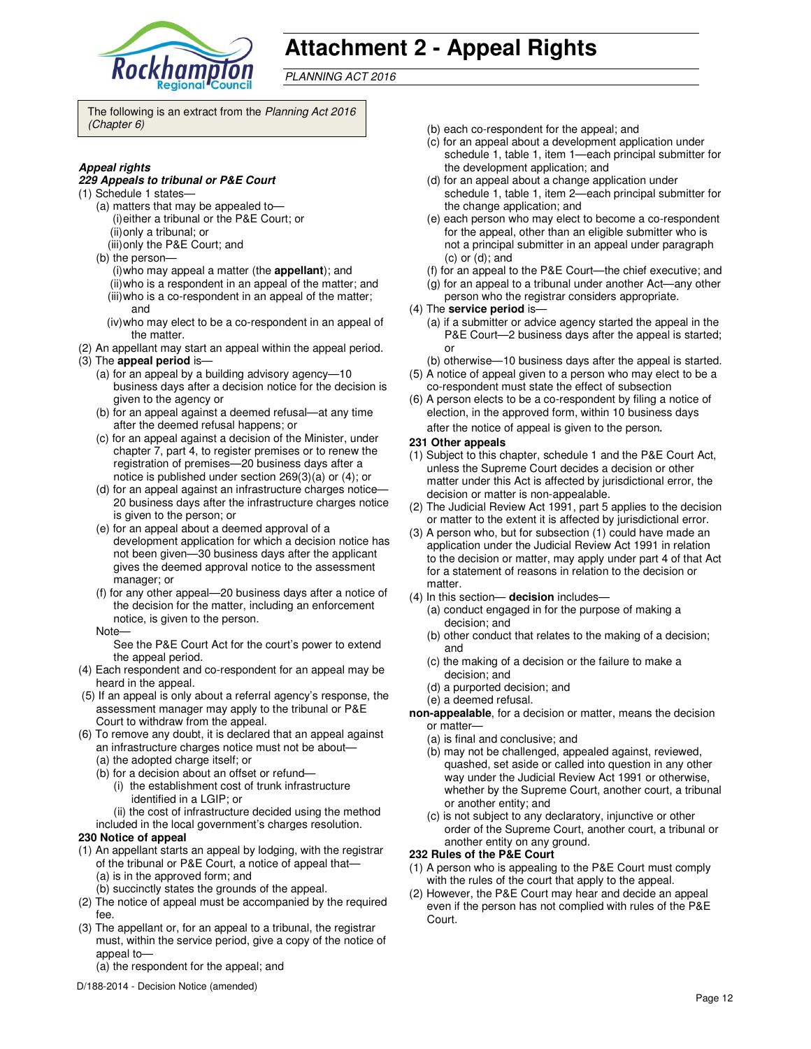# Attachment 2 - Appeal Rights

*PLANNING ACT 2016*

The following is an extract from the *Planning Act 2016 (Chapter 6)*

***Appeal rights***

***229 Appeals to tribunal or P&E Court***

(1) Schedule 1 states—
   - (a) matters that may be appealed to—
     - (i) either a tribunal or the P&E Court; or
     - (ii) only a tribunal; or
     - (iii) only the P&E Court; and
   - (b) the person—
     - (i) who may appeal a matter (the **appellant**); and
     - (ii) who is a respondent in an appeal of the matter; and
     - (iii) who is a co-respondent in an appeal of the matter; and
     - (iv) who may elect to be a co-respondent in an appeal of the matter.

(2) An appellant may start an appeal within the appeal period.

(3) The **appeal period** is—
   - (a) for an appeal by a building advisory agency—10 business days after a decision notice for the decision is given to the agency or
   - (b) for an appeal against a deemed refusal—at any time after the deemed refusal happens; or
   - (c) for an appeal against a decision of the Minister, under chapter 7, part 4, to register premises or to renew the registration of premises—20 business days after a notice is published under section 269(3)(a) or (4); or
   - (d) for an appeal against an infrastructure charges notice—20 business days after the infrastructure charges notice is given to the person; or
   - (e) for an appeal about a deemed approval of a development application for which a decision notice has not been given—30 business days after the applicant gives the deemed approval notice to the assessment manager; or
   - (f) for any other appeal—20 business days after a notice of the decision for the matter, including an enforcement notice, is given to the person.

   Note—

   See the P&E Court Act for the court's power to extend the appeal period.

(4) Each respondent and co-respondent for an appeal may be heard in the appeal.

(5) If an appeal is only about a referral agency's response, the assessment manager may apply to the tribunal or P&E Court to withdraw from the appeal.

(6) To remove any doubt, it is declared that an appeal against an infrastructure charges notice must not be about—
   - (a) the adopted charge itself; or
   - (b) for a decision about an offset or refund—
     - (i) the establishment cost of trunk infrastructure identified in a LGIP; or
     - (ii) the cost of infrastructure decided using the method included in the local government's charges resolution.

**230 Notice of appeal**

(1) An appellant starts an appeal by lodging, with the registrar of the tribunal or P&E Court, a notice of appeal that—
   - (a) is in the approved form; and
   - (b) succinctly states the grounds of the appeal.

(2) The notice of appeal must be accompanied by the required fee.

(3) The appellant or, for an appeal to a tribunal, the registrar must, within the service period, give a copy of the notice of appeal to—
   - (a) the respondent for the appeal; and
   - (b) each co-respondent for the appeal; and
   - (c) for an appeal about a development application under schedule 1, table 1, item 1—each principal submitter for the development application; and
   - (d) for an appeal about a change application under schedule 1, table 1, item 2—each principal submitter for the change application; and
   - (e) each person who may elect to become a co-respondent for the appeal, other than an eligible submitter who is not a principal submitter in an appeal under paragraph (c) or (d); and
   - (f) for an appeal to the P&E Court—the chief executive; and
   - (g) for an appeal to a tribunal under another Act—any other person who the registrar considers appropriate.

(4) The **service period** is—
   - (a) if a submitter or advice agency started the appeal in the P&E Court—2 business days after the appeal is started; or
   - (b) otherwise—10 business days after the appeal is started.

(5) A notice of appeal given to a person who may elect to be a co-respondent must state the effect of subsection

(6) A person elects to be a co-respondent by filing a notice of election, in the approved form, within 10 business days after the notice of appeal is given to the person.

**231 Other appeals**

(1) Subject to this chapter, schedule 1 and the P&E Court Act, unless the Supreme Court decides a decision or other matter under this Act is affected by jurisdictional error, the decision or matter is non-appealable.

(2) The Judicial Review Act 1991, part 5 applies to the decision or matter to the extent it is affected by jurisdictional error.

(3) A person who, but for subsection (1) could have made an application under the Judicial Review Act 1991 in relation to the decision or matter, may apply under part 4 of that Act for a statement of reasons in relation to the decision or matter.

(4) In this section— **decision** includes—
   - (a) conduct engaged in for the purpose of making a decision; and
   - (b) other conduct that relates to the making of a decision; and
   - (c) the making of a decision or the failure to make a decision; and
   - (d) a purported decision; and
   - (e) a deemed refusal.

**non-appealable**, for a decision or matter, means the decision or matter—
   - (a) is final and conclusive; and
   - (b) may not be challenged, appealed against, reviewed, quashed, set aside or called into question in any other way under the Judicial Review Act 1991 or otherwise, whether by the Supreme Court, another court, a tribunal or another entity; and
   - (c) is not subject to any declaratory, injunctive or other order of the Supreme Court, another court, a tribunal or another entity on any ground.

**232 Rules of the P&E Court**

(1) A person who is appealing to the P&E Court must comply with the rules of the court that apply to the appeal.

(2) However, the P&E Court may hear and decide an appeal even if the person has not complied with rules of the P&E Court.

D/188-2014 - Decision Notice (amended)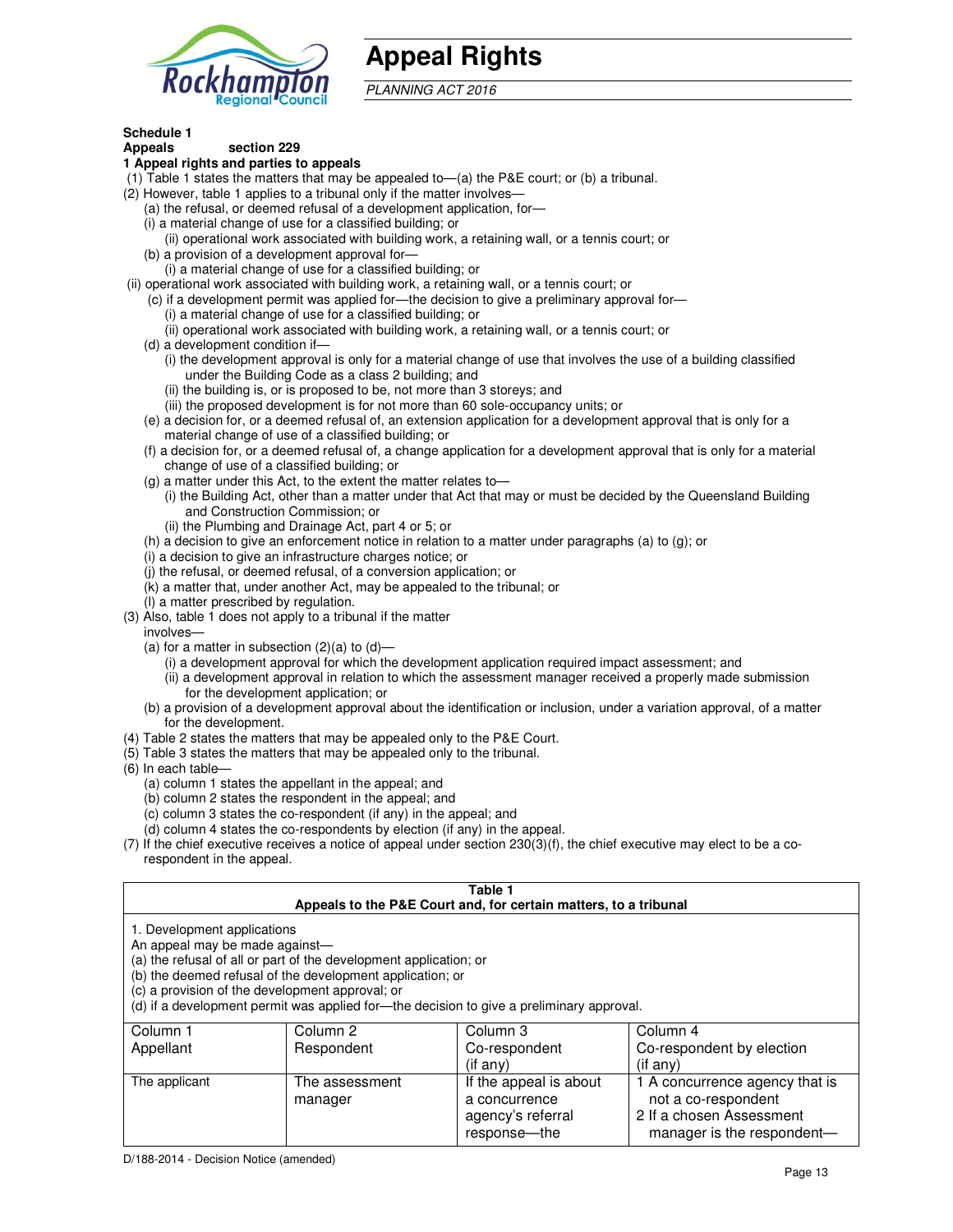# Appeal Rights

*PLANNING ACT 2016*

**Schedule 1**
**Appeals section 229**

**1 Appeal rights and parties to appeals**

(1) Table 1 states the matters that may be appealed to—(a) the P&E court; or (b) a tribunal.

(2) However, table 1 applies to a tribunal only if the matter involves—

(a) the refusal, or deemed refusal of a development application, for—

(i) a material change of use for a classified building; or

(ii) operational work associated with building work, a retaining wall, or a tennis court; or

(b) a provision of a development approval for—

(i) a material change of use for a classified building; or

(ii) operational work associated with building work, a retaining wall, or a tennis court; or

(c) if a development permit was applied for—the decision to give a preliminary approval for—

(i) a material change of use for a classified building; or

(ii) operational work associated with building work, a retaining wall, or a tennis court; or

(d) a development condition if—

(i) the development approval is only for a material change of use that involves the use of a building classified under the Building Code as a class 2 building; and

(ii) the building is, or is proposed to be, not more than 3 storeys; and

(iii) the proposed development is for not more than 60 sole-occupancy units; or

(e) a decision for, or a deemed refusal of, an extension application for a development approval that is only for a material change of use of a classified building; or

(f) a decision for, or a deemed refusal of, a change application for a development approval that is only for a material change of use of a classified building; or

(g) a matter under this Act, to the extent the matter relates to—

(i) the Building Act, other than a matter under that Act that may or must be decided by the Queensland Building and Construction Commission; or

(ii) the Plumbing and Drainage Act, part 4 or 5; or

(h) a decision to give an enforcement notice in relation to a matter under paragraphs (a) to (g); or

(i) a decision to give an infrastructure charges notice; or

(j) the refusal, or deemed refusal, of a conversion application; or

(k) a matter that, under another Act, may be appealed to the tribunal; or

(l) a matter prescribed by regulation.

(3) Also, table 1 does not apply to a tribunal if the matter involves—

(a) for a matter in subsection (2)(a) to (d)—

(i) a development approval for which the development application required impact assessment; and

(ii) a development approval in relation to which the assessment manager received a properly made submission for the development application; or

(b) a provision of a development approval about the identification or inclusion, under a variation approval, of a matter for the development.

(4) Table 2 states the matters that may be appealed only to the P&E Court.

(5) Table 3 states the matters that may be appealed only to the tribunal.

(6) In each table—

(a) column 1 states the appellant in the appeal; and

(b) column 2 states the respondent in the appeal; and

(c) column 3 states the co-respondent (if any) in the appeal; and

(d) column 4 states the co-respondents by election (if any) in the appeal.

(7) If the chief executive receives a notice of appeal under section 230(3)(f), the chief executive may elect to be a co-respondent in the appeal.

**Table 1**
**Appeals to the P&E Court and, for certain matters, to a tribunal**

1. Development applications

An appeal may be made against—

(a) the refusal of all or part of the development application; or

(b) the deemed refusal of the development application; or

(c) a provision of the development approval; or

(d) if a development permit was applied for—the decision to give a preliminary approval.

| Column 1 Appellant | Column 2 Respondent | Column 3 Co-respondent (if any) | Column 4 Co-respondent by election (if any) |
|---|---|---|---|
| The applicant | The assessment manager | If the appeal is about a concurrence agency's referral response—the | 1 A concurrence agency that is not a co-respondent<br>2 If a chosen Assessment manager is the respondent— |

D/188-2014 - Decision Notice (amended)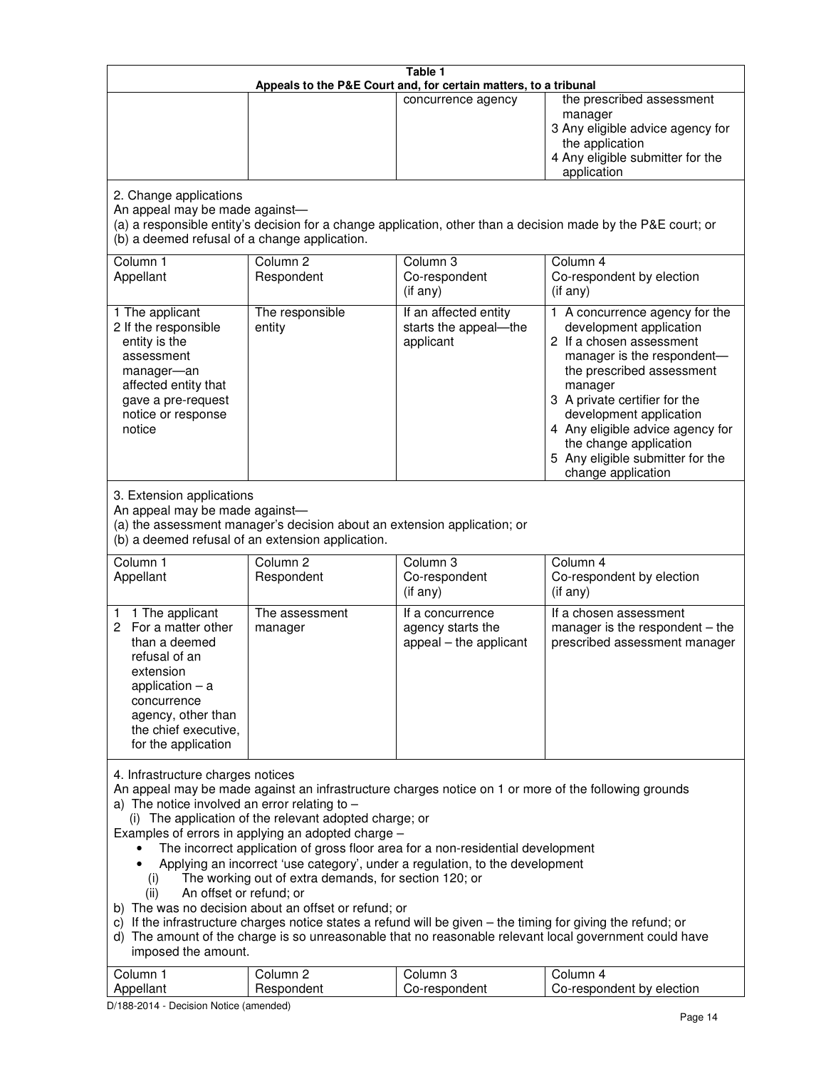**Table 1**
**Appeals to the P&E Court and, for certain matters, to a tribunal**

| | | | |
|---|---|---|---|
| | | concurrence agency | the prescribed assessment manager<br>3 Any eligible advice agency for the application<br>4 Any eligible submitter for the application |

2. Change applications

An appeal may be made against—

(a) a responsible entity's decision for a change application, other than a decision made by the P&E court; or

(b) a deemed refusal of a change application.

| Column 1<br>Appellant | Column 2<br>Respondent | Column 3<br>Co-respondent<br>(if any) | Column 4<br>Co-respondent by election<br>(if any) |
|---|---|---|---|
| 1 The applicant<br>2 If the responsible entity is the assessment manager—an affected entity that gave a pre-request notice or response notice | The responsible entity | If an affected entity starts the appeal—the applicant | 1 A concurrence agency for the development application<br>2 If a chosen assessment manager is the respondent—the prescribed assessment manager<br>3 A private certifier for the development application<br>4 Any eligible advice agency for the change application<br>5 Any eligible submitter for the change application |

3. Extension applications

An appeal may be made against—

(a) the assessment manager's decision about an extension application; or

(b) a deemed refusal of an extension application.

| Column 1<br>Appellant | Column 2<br>Respondent | Column 3<br>Co-respondent<br>(if any) | Column 4<br>Co-respondent by election<br>(if any) |
|---|---|---|---|
| 1 1 The applicant<br>2 For a matter other than a deemed refusal of an extension application – a concurrence agency, other than the chief executive, for the application | The assessment manager | If a concurrence agency starts the appeal – the applicant | If a chosen assessment manager is the respondent – the prescribed assessment manager |

4. Infrastructure charges notices

An appeal may be made against an infrastructure charges notice on 1 or more of the following grounds

a) The notice involved an error relating to –

(i) The application of the relevant adopted charge; or

Examples of errors in applying an adopted charge –

- The incorrect application of gross floor area for a non-residential development
- Applying an incorrect 'use category', under a regulation, to the development

(i) The working out of extra demands, for section 120; or

(ii) An offset or refund; or

b) The was no decision about an offset or refund; or

c) If the infrastructure charges notice states a refund will be given – the timing for giving the refund; or

d) The amount of the charge is so unreasonable that no reasonable relevant local government could have imposed the amount.

| Column 1<br>Appellant | Column 2<br>Respondent | Column 3<br>Co-respondent | Column 4<br>Co-respondent by election |
|---|---|---|---|

D/188-2014 - Decision Notice (amended)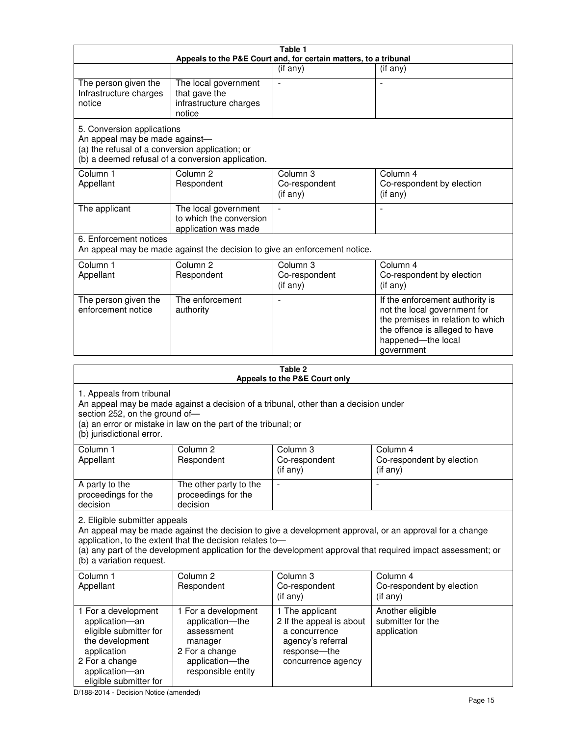**Table 1**
**Appeals to the P&E Court and, for certain matters, to a tribunal**

| | | (if any) | (if any) |
|---|---|---|---|
| The person given the Infrastructure charges notice | The local government that gave the infrastructure charges notice | - | - |

5. Conversion applications
An appeal may be made against—
(a) the refusal of a conversion application; or
(b) a deemed refusal of a conversion application.

| Column 1<br>Appellant | Column 2<br>Respondent | Column 3<br>Co-respondent<br>(if any) | Column 4<br>Co-respondent by election<br>(if any) |
|---|---|---|---|
| The applicant | The local government to which the conversion application was made | - | - |

6. Enforcement notices
An appeal may be made against the decision to give an enforcement notice.

| Column 1<br>Appellant | Column 2<br>Respondent | Column 3<br>Co-respondent<br>(if any) | Column 4<br>Co-respondent by election<br>(if any) |
|---|---|---|---|
| The person given the enforcement notice | The enforcement authority | - | If the enforcement authority is not the local government for the premises in relation to which the offence is alleged to have happened—the local government |

**Table 2**
**Appeals to the P&E Court only**

1. Appeals from tribunal
An appeal may be made against a decision of a tribunal, other than a decision under section 252, on the ground of—
(a) an error or mistake in law on the part of the tribunal; or
(b) jurisdictional error.

| Column 1<br>Appellant | Column 2<br>Respondent | Column 3<br>Co-respondent<br>(if any) | Column 4<br>Co-respondent by election<br>(if any) |
|---|---|---|---|
| A party to the proceedings for the decision | The other party to the proceedings for the decision | - | - |

2. Eligible submitter appeals
An appeal may be made against the decision to give a development approval, or an approval for a change application, to the extent that the decision relates to—
(a) any part of the development application for the development approval that required impact assessment; or
(b) a variation request.

| Column 1<br>Appellant | Column 2<br>Respondent | Column 3<br>Co-respondent<br>(if any) | Column 4<br>Co-respondent by election<br>(if any) |
|---|---|---|---|
| 1 For a development application—an eligible submitter for the development application<br>2 For a change application—an eligible submitter for | 1 For a development application—the assessment manager<br>2 For a change application—the responsible entity | 1 The applicant<br>2 If the appeal is about a concurrence agency's referral response—the concurrence agency | Another eligible submitter for the application |

D/188-2014 - Decision Notice (amended)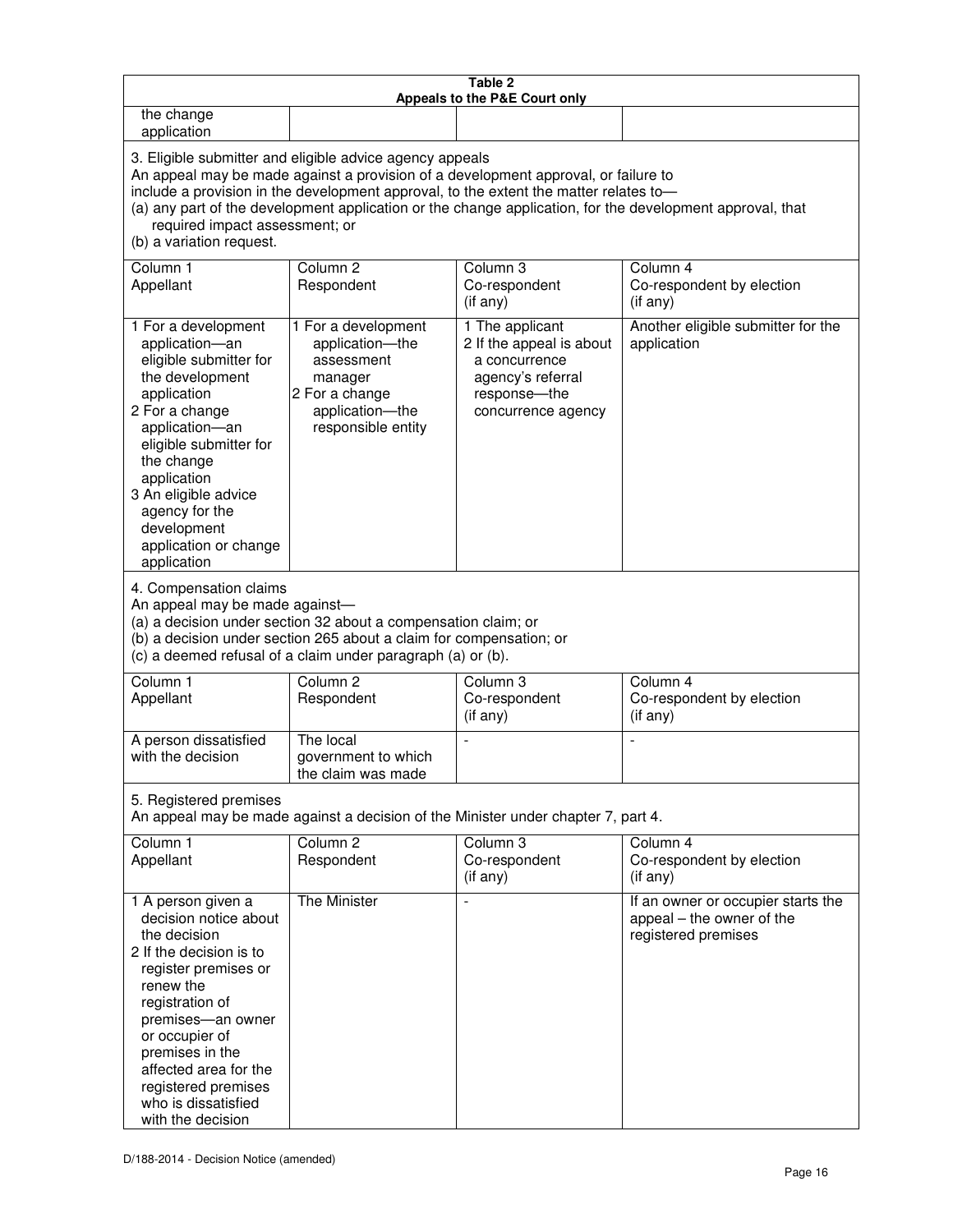**Table 2**
**Appeals to the P&E Court only**

| | | | |
|---|---|---|---|
| the change application | | | |

3. Eligible submitter and eligible advice agency appeals

An appeal may be made against a provision of a development approval, or failure to include a provision in the development approval, to the extent the matter relates to—

(a) any part of the development application or the change application, for the development approval, that required impact assessment; or

(b) a variation request.

| Column 1<br>Appellant | Column 2<br>Respondent | Column 3<br>Co-respondent<br>(if any) | Column 4<br>Co-respondent by election<br>(if any) |
|---|---|---|---|
| 1 For a development application—an eligible submitter for the development application<br>2 For a change application—an eligible submitter for the change application<br>3 An eligible advice agency for the development application or change application | 1 For a development application—the assessment manager<br>2 For a change application—the responsible entity | 1 The applicant<br>2 If the appeal is about a concurrence agency's referral response—the concurrence agency | Another eligible submitter for the application |

4. Compensation claims

An appeal may be made against—

(a) a decision under section 32 about a compensation claim; or

(b) a decision under section 265 about a claim for compensation; or

(c) a deemed refusal of a claim under paragraph (a) or (b).

| Column 1<br>Appellant | Column 2<br>Respondent | Column 3<br>Co-respondent<br>(if any) | Column 4<br>Co-respondent by election<br>(if any) |
|---|---|---|---|
| A person dissatisfied with the decision | The local government to which the claim was made | - | - |

5. Registered premises

An appeal may be made against a decision of the Minister under chapter 7, part 4.

| Column 1<br>Appellant | Column 2<br>Respondent | Column 3<br>Co-respondent<br>(if any) | Column 4<br>Co-respondent by election<br>(if any) |
|---|---|---|---|
| 1 A person given a decision notice about the decision<br>2 If the decision is to register premises or renew the registration of premises—an owner or occupier of premises in the affected area for the registered premises who is dissatisfied with the decision | The Minister | - | If an owner or occupier starts the appeal – the owner of the registered premises |

D/188-2014 - Decision Notice (amended)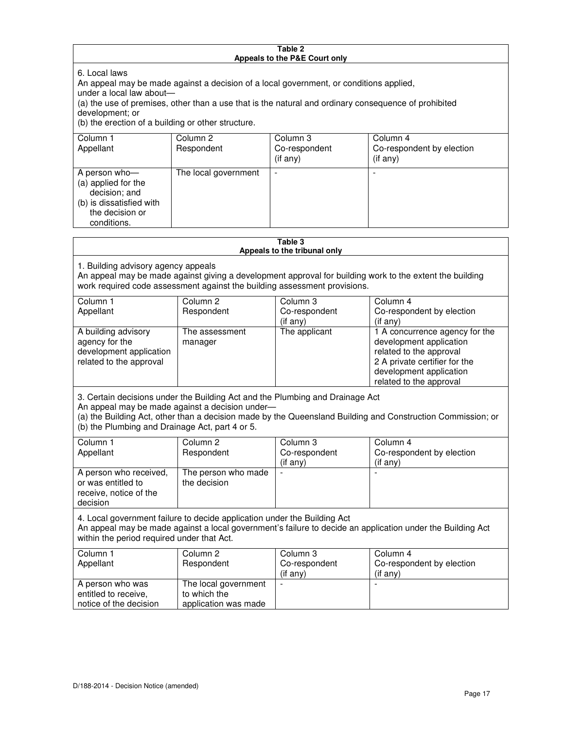**Table 2**
**Appeals to the P&E Court only**

6. Local laws
An appeal may be made against a decision of a local government, or conditions applied, under a local law about—
(a) the use of premises, other than a use that is the natural and ordinary consequence of prohibited development; or
(b) the erection of a building or other structure.

| Column 1 Appellant | Column 2 Respondent | Column 3 Co-respondent (if any) | Column 4 Co-respondent by election (if any) |
|---|---|---|---|
| A person who— (a) applied for the decision; and (b) is dissatisfied with the decision or conditions. | The local government | - | - |

**Table 3**
**Appeals to the tribunal only**

1. Building advisory agency appeals
An appeal may be made against giving a development approval for building work to the extent the building work required code assessment against the building assessment provisions.

| Column 1 Appellant | Column 2 Respondent | Column 3 Co-respondent (if any) | Column 4 Co-respondent by election (if any) |
|---|---|---|---|
| A building advisory agency for the development application related to the approval | The assessment manager | The applicant | 1 A concurrence agency for the development application related to the approval 2 A private certifier for the development application related to the approval |

3. Certain decisions under the Building Act and the Plumbing and Drainage Act
An appeal may be made against a decision under—
(a) the Building Act, other than a decision made by the Queensland Building and Construction Commission; or
(b) the Plumbing and Drainage Act, part 4 or 5.

| Column 1 Appellant | Column 2 Respondent | Column 3 Co-respondent (if any) | Column 4 Co-respondent by election (if any) |
|---|---|---|---|
| A person who received, or was entitled to receive, notice of the decision | The person who made the decision | - | - |

4. Local government failure to decide application under the Building Act
An appeal may be made against a local government's failure to decide an application under the Building Act within the period required under that Act.

| Column 1 Appellant | Column 2 Respondent | Column 3 Co-respondent (if any) | Column 4 Co-respondent by election (if any) |
|---|---|---|---|
| A person who was entitled to receive, notice of the decision | The local government to which the application was made | - | - |

D/188-2014 - Decision Notice (amended)